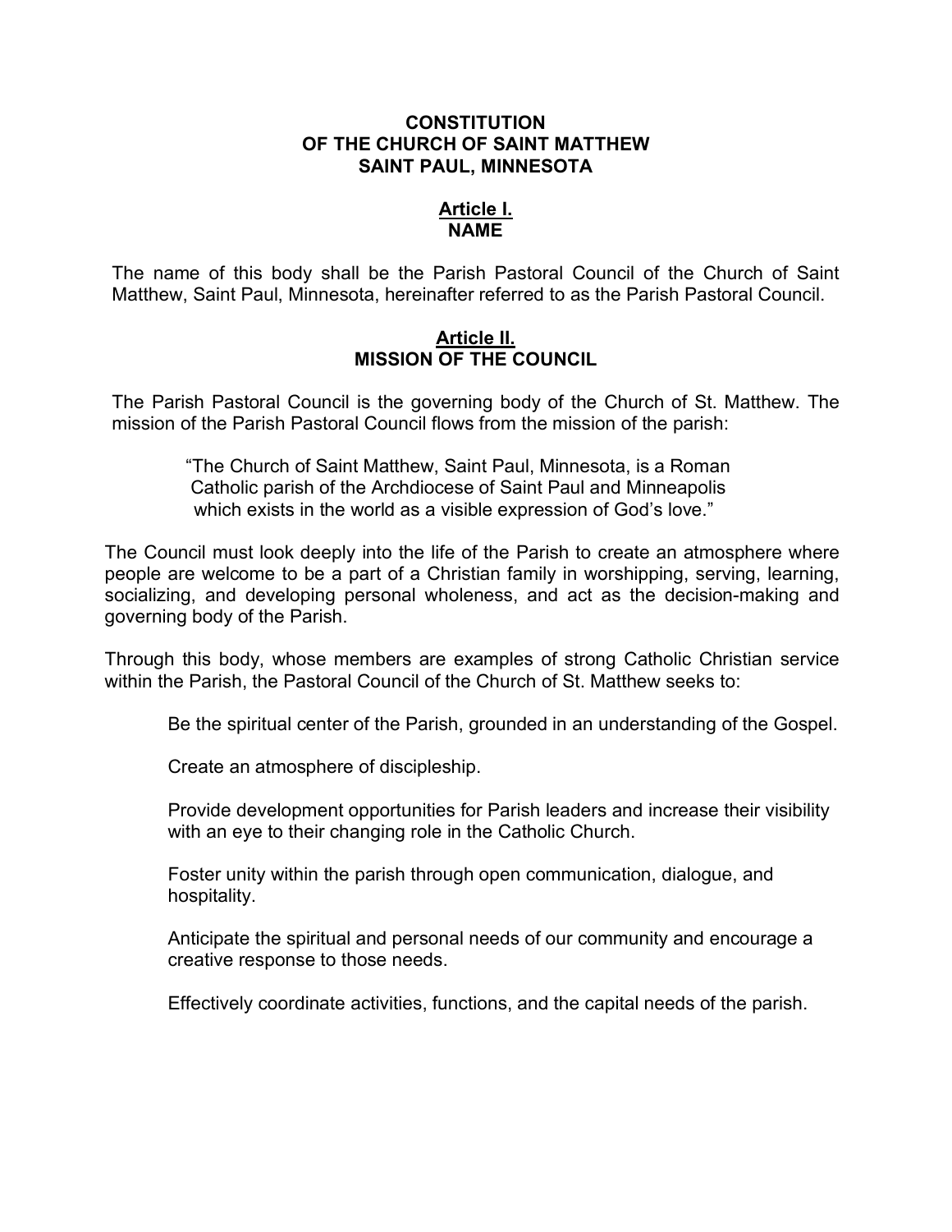# CONSTITUTION
# OF THE CHURCH OF SAINT MATTHEW
# SAINT PAUL, MINNESOTA

## Article I.
## NAME

The name of this body shall be the Parish Pastoral Council of the Church of Saint Matthew, Saint Paul, Minnesota, hereinafter referred to as the Parish Pastoral Council.

## Article II.
## MISSION OF THE COUNCIL

The Parish Pastoral Council is the governing body of the Church of St. Matthew. The mission of the Parish Pastoral Council flows from the mission of the parish:

> "The Church of Saint Matthew, Saint Paul, Minnesota, is a Roman Catholic parish of the Archdiocese of Saint Paul and Minneapolis which exists in the world as a visible expression of God's love."

The Council must look deeply into the life of the Parish to create an atmosphere where people are welcome to be a part of a Christian family in worshipping, serving, learning, socializing, and developing personal wholeness, and act as the decision-making and governing body of the Parish.

Through this body, whose members are examples of strong Catholic Christian service within the Parish, the Pastoral Council of the Church of St. Matthew seeks to:

Be the spiritual center of the Parish, grounded in an understanding of the Gospel.

Create an atmosphere of discipleship.

Provide development opportunities for Parish leaders and increase their visibility with an eye to their changing role in the Catholic Church.

Foster unity within the parish through open communication, dialogue, and hospitality.

Anticipate the spiritual and personal needs of our community and encourage a creative response to those needs.

Effectively coordinate activities, functions, and the capital needs of the parish.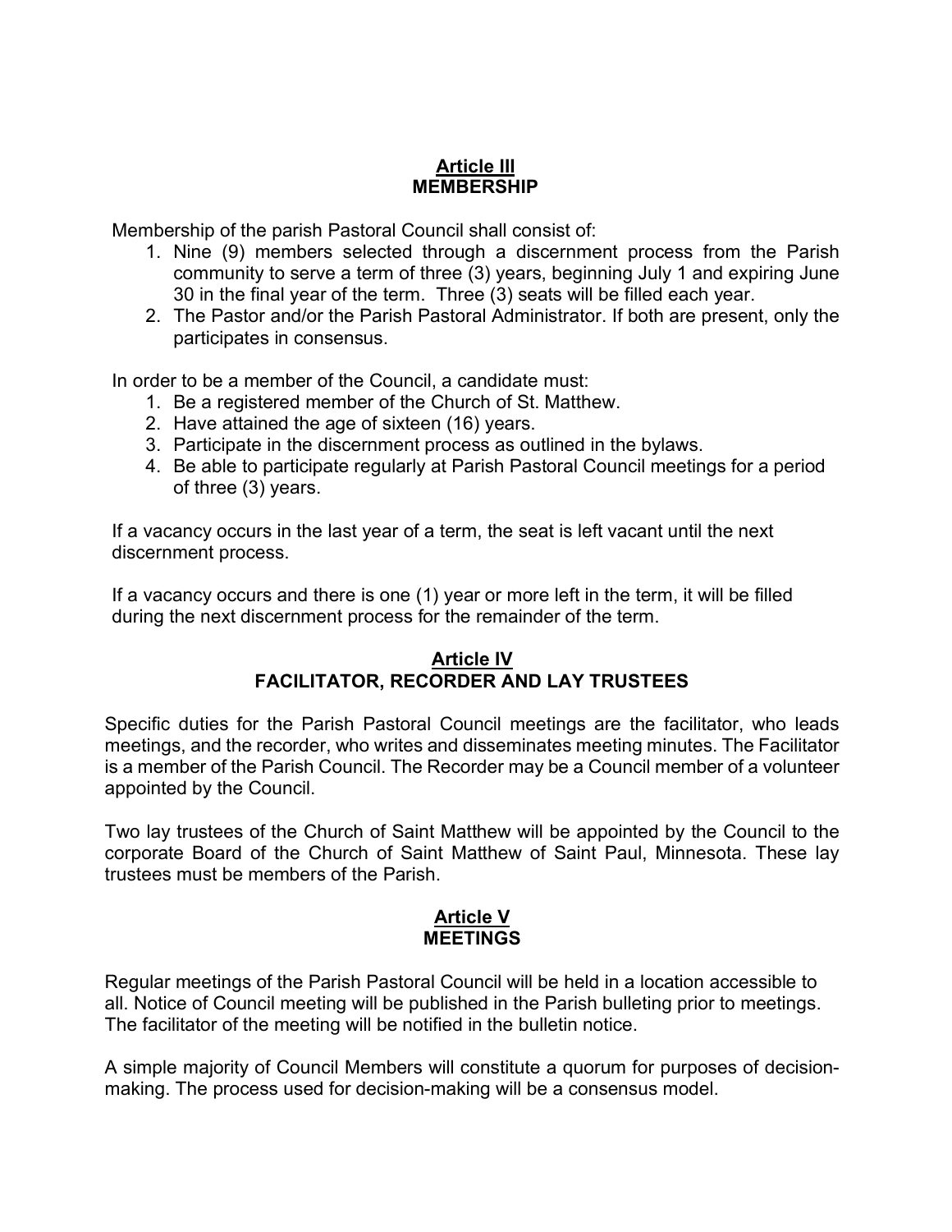## Article III
## MEMBERSHIP

Membership of the parish Pastoral Council shall consist of:

1. Nine (9) members selected through a discernment process from the Parish community to serve a term of three (3) years, beginning July 1 and expiring June 30 in the final year of the term. Three (3) seats will be filled each year.
2. The Pastor and/or the Parish Pastoral Administrator. If both are present, only the participates in consensus.

In order to be a member of the Council, a candidate must:

1. Be a registered member of the Church of St. Matthew.
2. Have attained the age of sixteen (16) years.
3. Participate in the discernment process as outlined in the bylaws.
4. Be able to participate regularly at Parish Pastoral Council meetings for a period of three (3) years.

If a vacancy occurs in the last year of a term, the seat is left vacant until the next discernment process.

If a vacancy occurs and there is one (1) year or more left in the term, it will be filled during the next discernment process for the remainder of the term.

## Article IV
## FACILITATOR, RECORDER AND LAY TRUSTEES

Specific duties for the Parish Pastoral Council meetings are the facilitator, who leads meetings, and the recorder, who writes and disseminates meeting minutes. The Facilitator is a member of the Parish Council. The Recorder may be a Council member of a volunteer appointed by the Council.

Two lay trustees of the Church of Saint Matthew will be appointed by the Council to the corporate Board of the Church of Saint Matthew of Saint Paul, Minnesota. These lay trustees must be members of the Parish.

## Article V
## MEETINGS

Regular meetings of the Parish Pastoral Council will be held in a location accessible to all. Notice of Council meeting will be published in the Parish bulleting prior to meetings. The facilitator of the meeting will be notified in the bulletin notice.

A simple majority of Council Members will constitute a quorum for purposes of decision-making. The process used for decision-making will be a consensus model.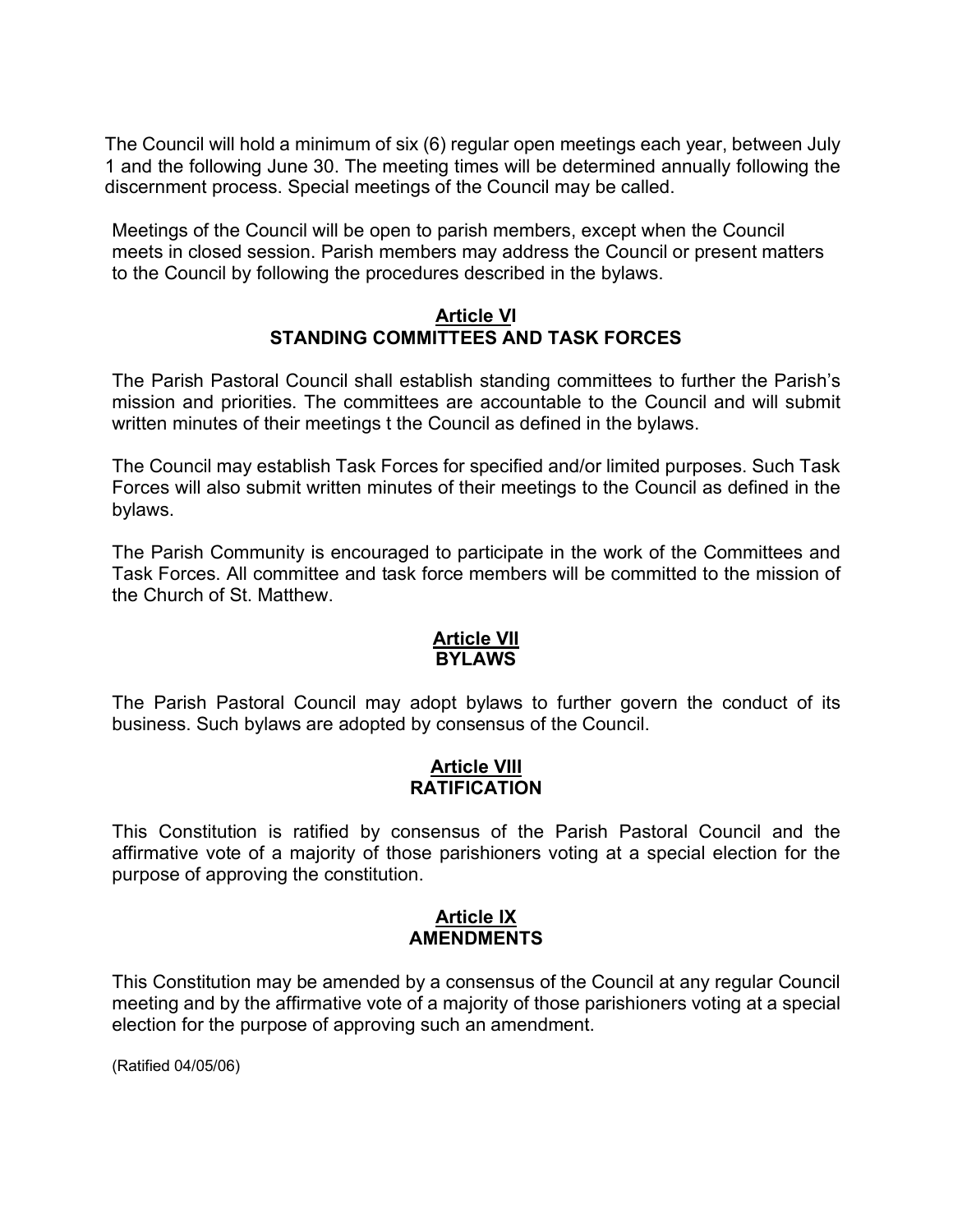The Council will hold a minimum of six (6) regular open meetings each year, between July 1 and the following June 30. The meeting times will be determined annually following the discernment process. Special meetings of the Council may be called.

Meetings of the Council will be open to parish members, except when the Council meets in closed session. Parish members may address the Council or present matters to the Council by following the procedures described in the bylaws.

## Article VI
## STANDING COMMITTEES AND TASK FORCES

The Parish Pastoral Council shall establish standing committees to further the Parish's mission and priorities. The committees are accountable to the Council and will submit written minutes of their meetings t the Council as defined in the bylaws.

The Council may establish Task Forces for specified and/or limited purposes. Such Task Forces will also submit written minutes of their meetings to the Council as defined in the bylaws.

The Parish Community is encouraged to participate in the work of the Committees and Task Forces. All committee and task force members will be committed to the mission of the Church of St. Matthew.

## Article VII
## BYLAWS

The Parish Pastoral Council may adopt bylaws to further govern the conduct of its business. Such bylaws are adopted by consensus of the Council.

## Article VIII
## RATIFICATION

This Constitution is ratified by consensus of the Parish Pastoral Council and the affirmative vote of a majority of those parishioners voting at a special election for the purpose of approving the constitution.

## Article IX
## AMENDMENTS

This Constitution may be amended by a consensus of the Council at any regular Council meeting and by the affirmative vote of a majority of those parishioners voting at a special election for the purpose of approving such an amendment.

(Ratified 04/05/06)